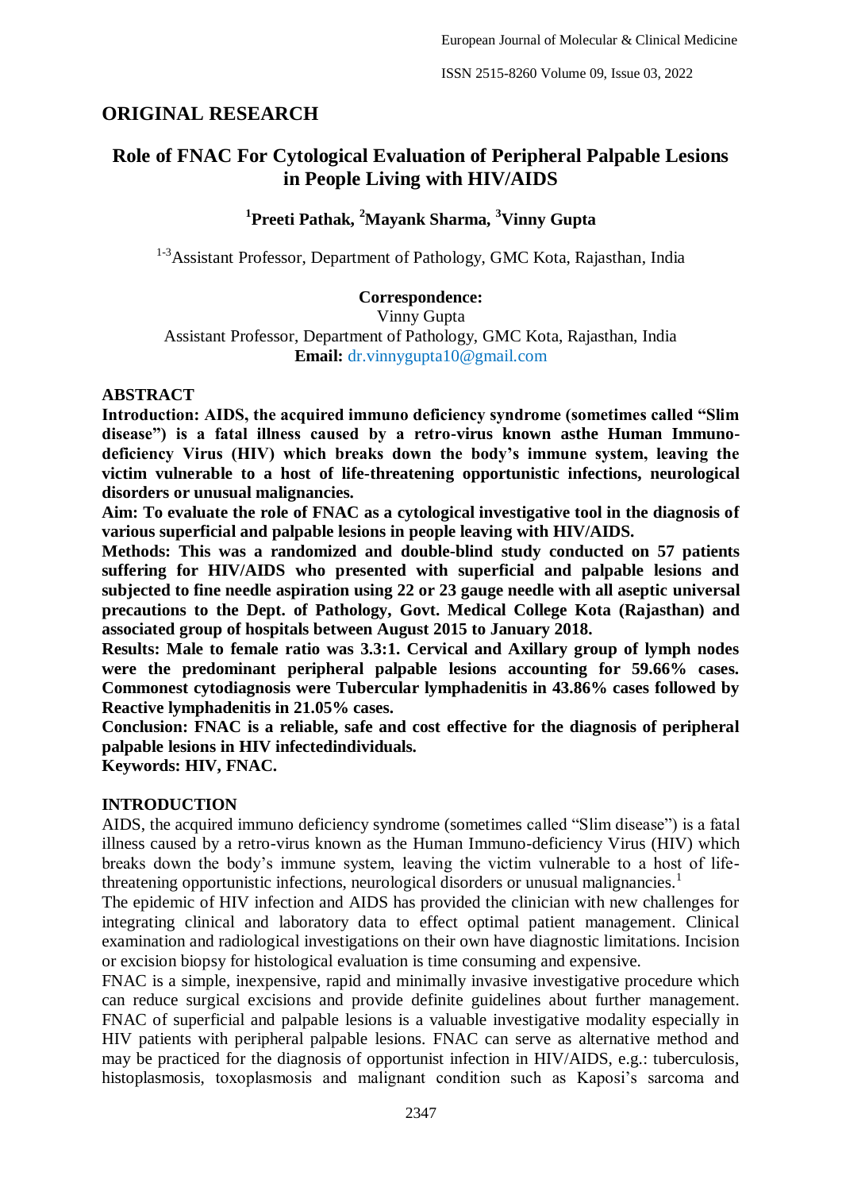## ORIGINAL RESEARCH

# Role of FNAC For Cytological Evaluation of Peripheral Palpable Lesions in People Living with HIV/AIDS

**[1]Preeti Pathak, [2]Mayank Sharma, [3]Vinny Gupta**

[1-3]Assistant Professor, Department of Pathology, GMC Kota, Rajasthan, India

**Correspondence:**
Vinny Gupta
Assistant Professor, Department of Pathology, GMC Kota, Rajasthan, India
**Email:** dr.vinnygupta10@gmail.com

## ABSTRACT

**Introduction: AIDS, the acquired immuno deficiency syndrome (sometimes called "Slim disease") is a fatal illness caused by a retro-virus known asthe Human Immuno-deficiency Virus (HIV) which breaks down the body's immune system, leaving the victim vulnerable to a host of life-threatening opportunistic infections, neurological disorders or unusual malignancies.**

**Aim: To evaluate the role of FNAC as a cytological investigative tool in the diagnosis of various superficial and palpable lesions in people leaving with HIV/AIDS.**

**Methods: This was a randomized and double-blind study conducted on 57 patients suffering for HIV/AIDS who presented with superficial and palpable lesions and subjected to fine needle aspiration using 22 or 23 gauge needle with all aseptic universal precautions to the Dept. of Pathology, Govt. Medical College Kota (Rajasthan) and associated group of hospitals between August 2015 to January 2018.**

**Results: Male to female ratio was 3.3:1. Cervical and Axillary group of lymph nodes were the predominant peripheral palpable lesions accounting for 59.66% cases. Commonest cytodiagnosis were Tubercular lymphadenitis in 43.86% cases followed by Reactive lymphadenitis in 21.05% cases.**

**Conclusion: FNAC is a reliable, safe and cost effective for the diagnosis of peripheral palpable lesions in HIV infectedindividuals.**

**Keywords: HIV, FNAC.**

## INTRODUCTION

AIDS, the acquired immuno deficiency syndrome (sometimes called "Slim disease") is a fatal illness caused by a retro-virus known as the Human Immuno-deficiency Virus (HIV) which breaks down the body's immune system, leaving the victim vulnerable to a host of life-threatening opportunistic infections, neurological disorders or unusual malignancies.[1]

The epidemic of HIV infection and AIDS has provided the clinician with new challenges for integrating clinical and laboratory data to effect optimal patient management. Clinical examination and radiological investigations on their own have diagnostic limitations. Incision or excision biopsy for histological evaluation is time consuming and expensive.

FNAC is a simple, inexpensive, rapid and minimally invasive investigative procedure which can reduce surgical excisions and provide definite guidelines about further management. FNAC of superficial and palpable lesions is a valuable investigative modality especially in HIV patients with peripheral palpable lesions. FNAC can serve as alternative method and may be practiced for the diagnosis of opportunist infection in HIV/AIDS, e.g.: tuberculosis, histoplasmosis, toxoplasmosis and malignant condition such as Kaposi's sarcoma and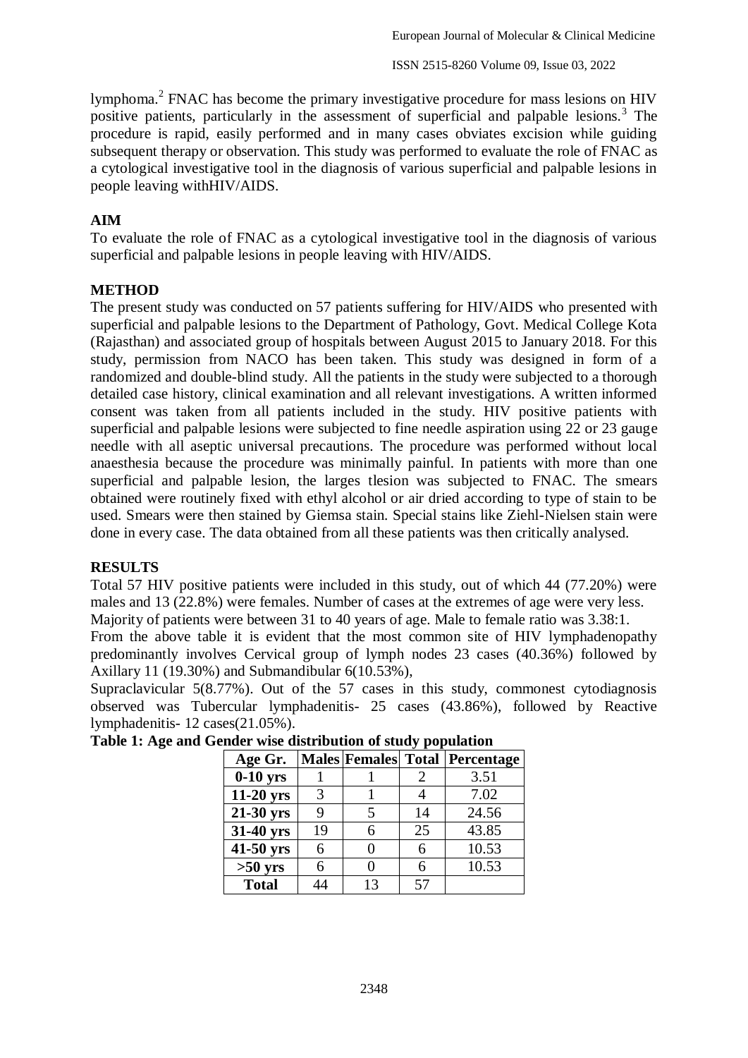lymphoma.[2] FNAC has become the primary investigative procedure for mass lesions on HIV positive patients, particularly in the assessment of superficial and palpable lesions.[3] The procedure is rapid, easily performed and in many cases obviates excision while guiding subsequent therapy or observation. This study was performed to evaluate the role of FNAC as a cytological investigative tool in the diagnosis of various superficial and palpable lesions in people leaving withHIV/AIDS.

## AIM

To evaluate the role of FNAC as a cytological investigative tool in the diagnosis of various superficial and palpable lesions in people leaving with HIV/AIDS.

## METHOD

The present study was conducted on 57 patients suffering for HIV/AIDS who presented with superficial and palpable lesions to the Department of Pathology, Govt. Medical College Kota (Rajasthan) and associated group of hospitals between August 2015 to January 2018. For this study, permission from NACO has been taken. This study was designed in form of a randomized and double-blind study. All the patients in the study were subjected to a thorough detailed case history, clinical examination and all relevant investigations. A written informed consent was taken from all patients included in the study. HIV positive patients with superficial and palpable lesions were subjected to fine needle aspiration using 22 or 23 gauge needle with all aseptic universal precautions. The procedure was performed without local anaesthesia because the procedure was minimally painful. In patients with more than one superficial and palpable lesion, the larges tlesion was subjected to FNAC. The smears obtained were routinely fixed with ethyl alcohol or air dried according to type of stain to be used. Smears were then stained by Giemsa stain. Special stains like Ziehl-Nielsen stain were done in every case. The data obtained from all these patients was then critically analysed.

## RESULTS

Total 57 HIV positive patients were included in this study, out of which 44 (77.20%) were males and 13 (22.8%) were females. Number of cases at the extremes of age were very less.
Majority of patients were between 31 to 40 years of age. Male to female ratio was 3.38:1.
From the above table it is evident that the most common site of HIV lymphadenopathy predominantly involves Cervical group of lymph nodes 23 cases (40.36%) followed by Axillary 11 (19.30%) and Submandibular 6(10.53%),
Supraclavicular 5(8.77%). Out of the 57 cases in this study, commonest cytodiagnosis observed was Tubercular lymphadenitis- 25 cases (43.86%), followed by Reactive lymphadenitis- 12 cases(21.05%).

**Table 1: Age and Gender wise distribution of study population**

| Age Gr. | Males | Females | Total | Percentage |
|---|---|---|---|---|
| 0-10 yrs | 1 | 1 | 2 | 3.51 |
| 11-20 yrs | 3 | 1 | 4 | 7.02 |
| 21-30 yrs | 9 | 5 | 14 | 24.56 |
| 31-40 yrs | 19 | 6 | 25 | 43.85 |
| 41-50 yrs | 6 | 0 | 6 | 10.53 |
| >50 yrs | 6 | 0 | 6 | 10.53 |
| Total | 44 | 13 | 57 | |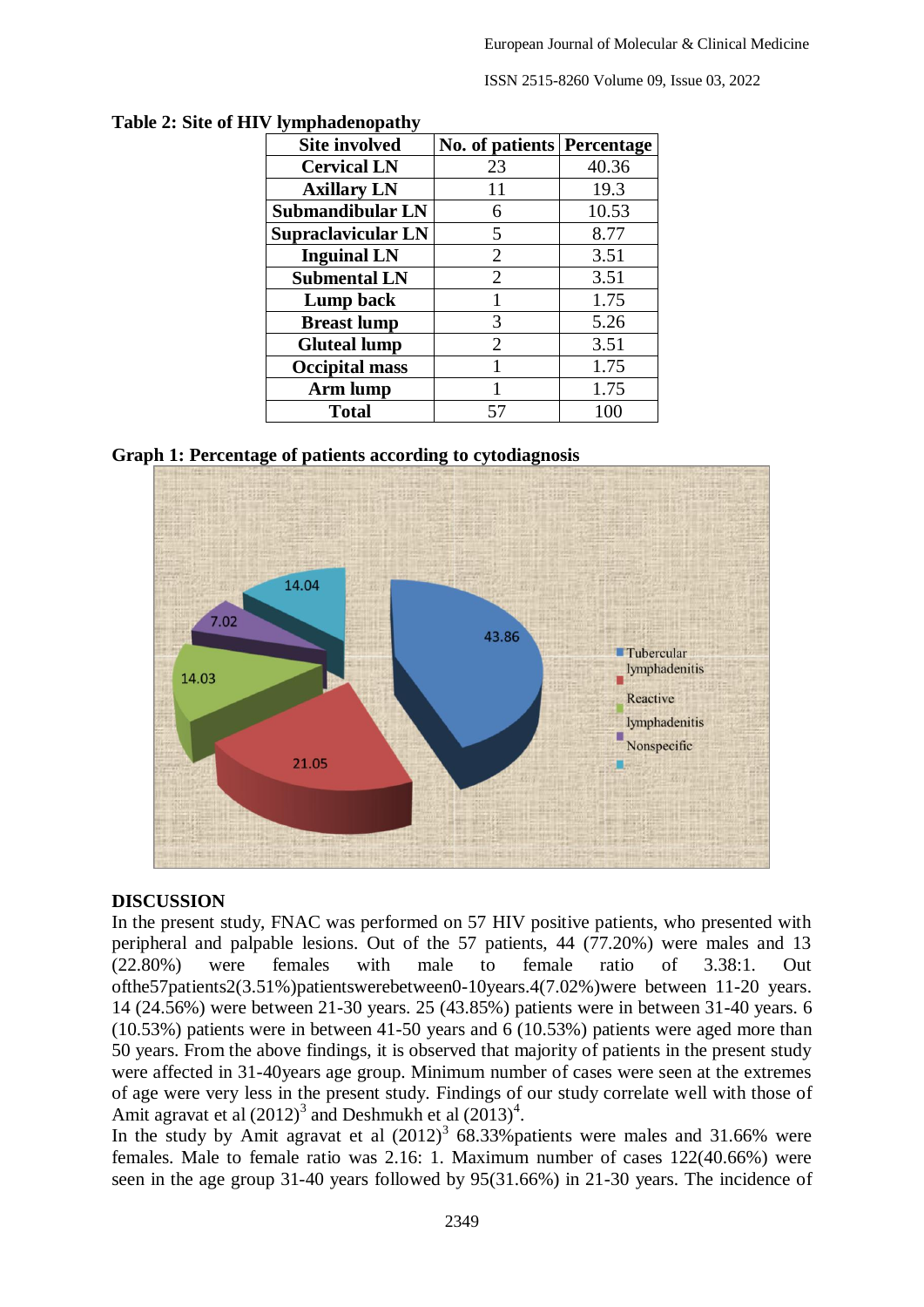**Table 2: Site of HIV lymphadenopathy**

| Site involved | No. of patients | Percentage |
|---|---|---|
| Cervical LN | 23 | 40.36 |
| Axillary LN | 11 | 19.3 |
| Submandibular LN | 6 | 10.53 |
| Supraclavicular LN | 5 | 8.77 |
| Inguinal LN | 2 | 3.51 |
| Submental LN | 2 | 3.51 |
| Lump back | 1 | 1.75 |
| Breast lump | 3 | 5.26 |
| Gluteal lump | 2 | 3.51 |
| Occipital mass | 1 | 1.75 |
| Arm lump | 1 | 1.75 |
| Total | 57 | 100 |

**Graph 1: Percentage of patients according to cytodiagnosis**

## DISCUSSION

In the present study, FNAC was performed on 57 HIV positive patients, who presented with peripheral and palpable lesions. Out of the 57 patients, 44 (77.20%) were males and 13 (22.80%) were females with male to female ratio of 3.38:1. Out ofthe57patients2(3.51%)patientswerebetween0-10years.4(7.02%)were between 11-20 years. 14 (24.56%) were between 21-30 years. 25 (43.85%) patients were in between 31-40 years. 6 (10.53%) patients were in between 41-50 years and 6 (10.53%) patients were aged more than 50 years. From the above findings, it is observed that majority of patients in the present study were affected in 31-40years age group. Minimum number of cases were seen at the extremes of age were very less in the present study. Findings of our study correlate well with those of Amit agravat et al (2012)[3] and Deshmukh et al (2013)[4].

In the study by Amit agravat et al (2012)[3] 68.33%patients were males and 31.66% were females. Male to female ratio was 2.16: 1. Maximum number of cases 122(40.66%) were seen in the age group 31-40 years followed by 95(31.66%) in 21-30 years. The incidence of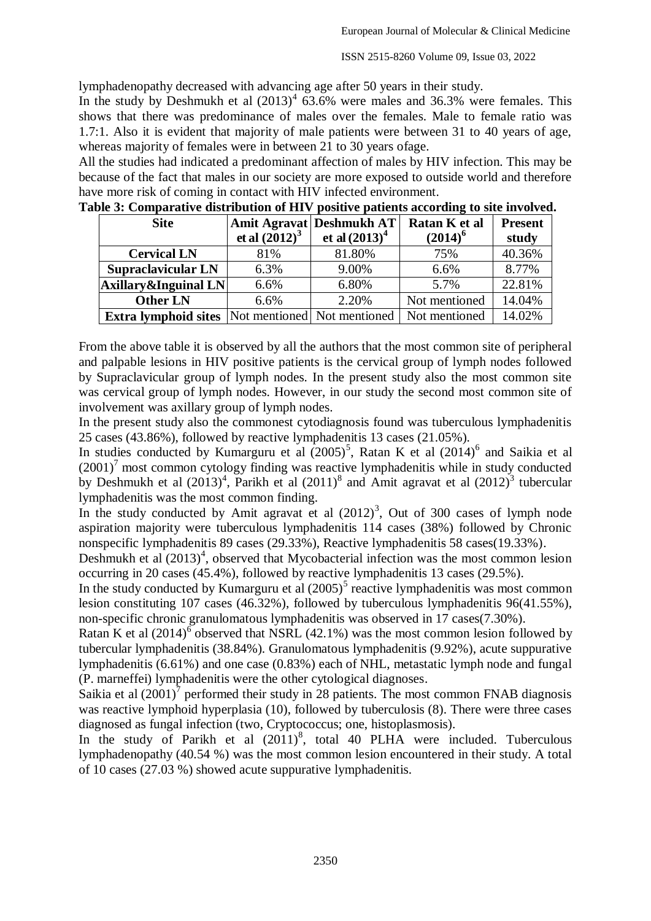lymphadenopathy decreased with advancing age after 50 years in their study.

In the study by Deshmukh et al (2013)[4] 63.6% were males and 36.3% were females. This shows that there was predominance of males over the females. Male to female ratio was 1.7:1. Also it is evident that majority of male patients were between 31 to 40 years of age, whereas majority of females were in between 21 to 30 years ofage.

All the studies had indicated a predominant affection of males by HIV infection. This may be because of the fact that males in our society are more exposed to outside world and therefore have more risk of coming in contact with HIV infected environment.

**Table 3: Comparative distribution of HIV positive patients according to site involved.**

| Site | Amit Agravat et al (2012)[3] | Deshmukh AT et al (2013)[4] | Ratan K et al (2014)[6] | Present study |
|---|---|---|---|---|
| **Cervical LN** | 81% | 81.80% | 75% | 40.36% |
| **Supraclavicular LN** | 6.3% | 9.00% | 6.6% | 8.77% |
| **Axillary&Inguinal LN** | 6.6% | 6.80% | 5.7% | 22.81% |
| **Other LN** | 6.6% | 2.20% | Not mentioned | 14.04% |
| **Extra lymphoid sites** | Not mentioned | Not mentioned | Not mentioned | 14.02% |

From the above table it is observed by all the authors that the most common site of peripheral and palpable lesions in HIV positive patients is the cervical group of lymph nodes followed by Supraclavicular group of lymph nodes. In the present study also the most common site was cervical group of lymph nodes. However, in our study the second most common site of involvement was axillary group of lymph nodes.

In the present study also the commonest cytodiagnosis found was tuberculous lymphadenitis 25 cases (43.86%), followed by reactive lymphadenitis 13 cases (21.05%).

In studies conducted by Kumarguru et al (2005)[5], Ratan K et al (2014)[6] and Saikia et al (2001)[7] most common cytology finding was reactive lymphadenitis while in study conducted by Deshmukh et al (2013)[4], Parikh et al (2011)[8] and Amit agravat et al (2012)[3] tubercular lymphadenitis was the most common finding.

In the study conducted by Amit agravat et al (2012)[3], Out of 300 cases of lymph node aspiration majority were tuberculous lymphadenitis 114 cases (38%) followed by Chronic nonspecific lymphadenitis 89 cases (29.33%), Reactive lymphadenitis 58 cases(19.33%).

Deshmukh et al (2013)[4], observed that Mycobacterial infection was the most common lesion occurring in 20 cases (45.4%), followed by reactive lymphadenitis 13 cases (29.5%).

In the study conducted by Kumarguru et al (2005)[5] reactive lymphadenitis was most common lesion constituting 107 cases (46.32%), followed by tuberculous lymphadenitis 96(41.55%), non-specific chronic granulomatous lymphadenitis was observed in 17 cases(7.30%).

Ratan K et al (2014)[6] observed that NSRL (42.1%) was the most common lesion followed by tubercular lymphadenitis (38.84%). Granulomatous lymphadenitis (9.92%), acute suppurative lymphadenitis (6.61%) and one case (0.83%) each of NHL, metastatic lymph node and fungal (P. marneffei) lymphadenitis were the other cytological diagnoses.

Saikia et al (2001)[7] performed their study in 28 patients. The most common FNAB diagnosis was reactive lymphoid hyperplasia (10), followed by tuberculosis (8). There were three cases diagnosed as fungal infection (two, Cryptococcus; one, histoplasmosis).

In the study of Parikh et al (2011)[8], total 40 PLHA were included. Tuberculous lymphadenopathy (40.54 %) was the most common lesion encountered in their study. A total of 10 cases (27.03 %) showed acute suppurative lymphadenitis.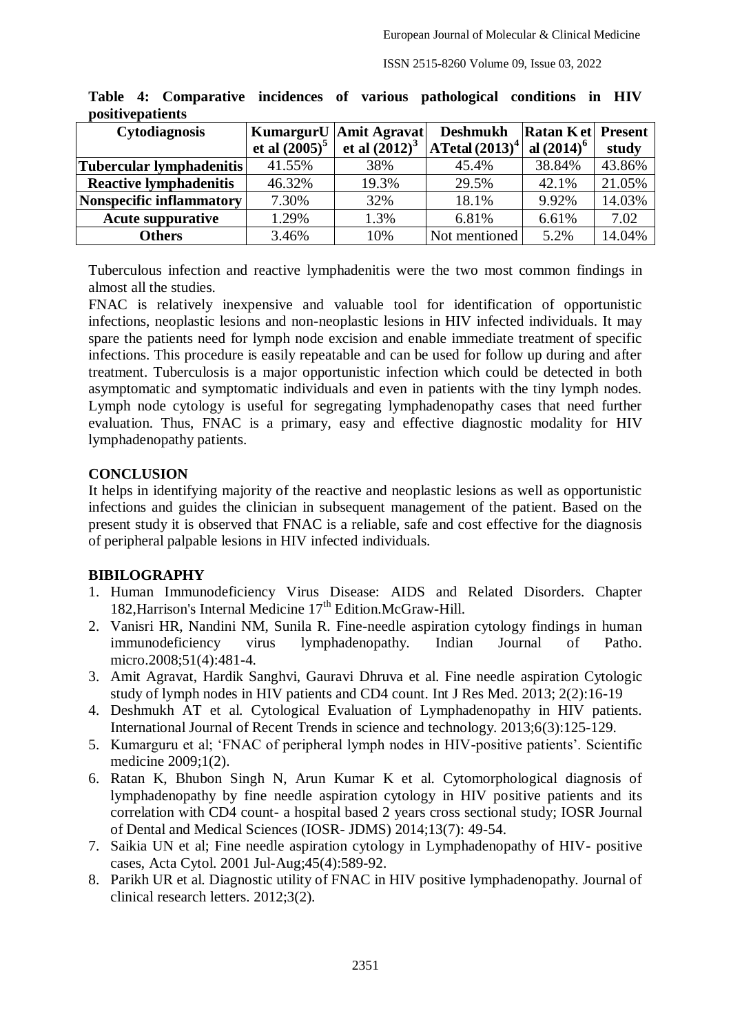**Table 4: Comparative incidences of various pathological conditions in HIV positivepatients**

| Cytodiagnosis | KumargurU et al (2005)[5] | Amit Agravat et al (2012)[3] | Deshmukh ATetal (2013)[4] | Ratan K et al (2014)[6] | Present study |
|---|---|---|---|---|---|
| **Tubercular lymphadenitis** | 41.55% | 38% | 45.4% | 38.84% | 43.86% |
| **Reactive lymphadenitis** | 46.32% | 19.3% | 29.5% | 42.1% | 21.05% |
| **Nonspecific inflammatory** | 7.30% | 32% | 18.1% | 9.92% | 14.03% |
| **Acute suppurative** | 1.29% | 1.3% | 6.81% | 6.61% | 7.02 |
| **Others** | 3.46% | 10% | Not mentioned | 5.2% | 14.04% |

Tuberculous infection and reactive lymphadenitis were the two most common findings in almost all the studies.

FNAC is relatively inexpensive and valuable tool for identification of opportunistic infections, neoplastic lesions and non-neoplastic lesions in HIV infected individuals. It may spare the patients need for lymph node excision and enable immediate treatment of specific infections. This procedure is easily repeatable and can be used for follow up during and after treatment. Tuberculosis is a major opportunistic infection which could be detected in both asymptomatic and symptomatic individuals and even in patients with the tiny lymph nodes. Lymph node cytology is useful for segregating lymphadenopathy cases that need further evaluation. Thus, FNAC is a primary, easy and effective diagnostic modality for HIV lymphadenopathy patients.

## CONCLUSION

It helps in identifying majority of the reactive and neoplastic lesions as well as opportunistic infections and guides the clinician in subsequent management of the patient. Based on the present study it is observed that FNAC is a reliable, safe and cost effective for the diagnosis of peripheral palpable lesions in HIV infected individuals.

## BIBILOGRAPHY

1. Human Immunodeficiency Virus Disease: AIDS and Related Disorders. Chapter 182,Harrison's Internal Medicine 17th Edition.McGraw-Hill.
2. Vanisri HR, Nandini NM, Sunila R. Fine-needle aspiration cytology findings in human immunodeficiency virus lymphadenopathy. Indian Journal of Patho. micro.2008;51(4):481-4.
3. Amit Agravat, Hardik Sanghvi, Gauravi Dhruva et al. Fine needle aspiration Cytologic study of lymph nodes in HIV patients and CD4 count. Int J Res Med. 2013; 2(2):16-19
4. Deshmukh AT et al. Cytological Evaluation of Lymphadenopathy in HIV patients. International Journal of Recent Trends in science and technology. 2013;6(3):125-129.
5. Kumarguru et al; 'FNAC of peripheral lymph nodes in HIV-positive patients'. Scientific medicine 2009;1(2).
6. Ratan K, Bhubon Singh N, Arun Kumar K et al. Cytomorphological diagnosis of lymphadenopathy by fine needle aspiration cytology in HIV positive patients and its correlation with CD4 count- a hospital based 2 years cross sectional study; IOSR Journal of Dental and Medical Sciences (IOSR- JDMS) 2014;13(7): 49-54.
7. Saikia UN et al; Fine needle aspiration cytology in Lymphadenopathy of HIV- positive cases, Acta Cytol. 2001 Jul-Aug;45(4):589-92.
8. Parikh UR et al. Diagnostic utility of FNAC in HIV positive lymphadenopathy. Journal of clinical research letters. 2012;3(2).